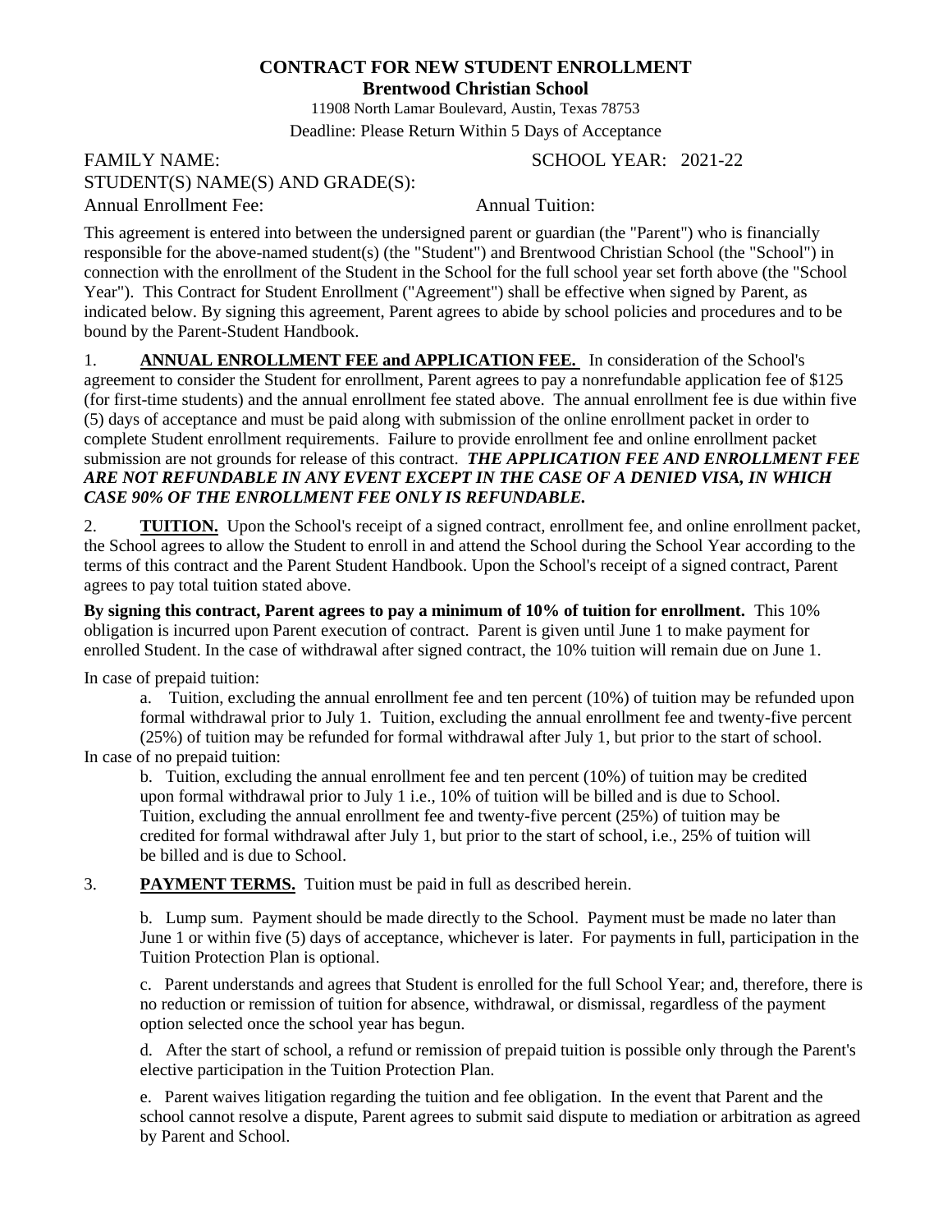# CONTRACT FOR NEW STUDENT ENROLLMENT

**Brentwood Christian School**

11908 North Lamar Boulevard, Austin, Texas 78753

Deadline: Please Return Within 5 Days of Acceptance

FAMILY NAME: SCHOOL YEAR: 2021-22

STUDENT(S) NAME(S) AND GRADE(S):

Annual Enrollment Fee: Annual Tuition:

This agreement is entered into between the undersigned parent or guardian (the "Parent") who is financially responsible for the above-named student(s) (the "Student") and Brentwood Christian School (the "School") in connection with the enrollment of the Student in the School for the full school year set forth above (the "School Year"). This Contract for Student Enrollment ("Agreement") shall be effective when signed by Parent, as indicated below. By signing this agreement, Parent agrees to abide by school policies and procedures and to be bound by the Parent-Student Handbook.

1. **ANNUAL ENROLLMENT FEE and APPLICATION FEE.** In consideration of the School's agreement to consider the Student for enrollment, Parent agrees to pay a nonrefundable application fee of $125 (for first-time students) and the annual enrollment fee stated above. The annual enrollment fee is due within five (5) days of acceptance and must be paid along with submission of the online enrollment packet in order to complete Student enrollment requirements. Failure to provide enrollment fee and online enrollment packet submission are not grounds for release of this contract. ***THE APPLICATION FEE AND ENROLLMENT FEE ARE NOT REFUNDABLE IN ANY EVENT EXCEPT IN THE CASE OF A DENIED VISA, IN WHICH CASE 90% OF THE ENROLLMENT FEE ONLY IS REFUNDABLE.***

2. **TUITION.** Upon the School's receipt of a signed contract, enrollment fee, and online enrollment packet, the School agrees to allow the Student to enroll in and attend the School during the School Year according to the terms of this contract and the Parent Student Handbook. Upon the School's receipt of a signed contract, Parent agrees to pay total tuition stated above.

**By signing this contract, Parent agrees to pay a minimum of 10% of tuition for enrollment.** This 10% obligation is incurred upon Parent execution of contract. Parent is given until June 1 to make payment for enrolled Student. In the case of withdrawal after signed contract, the 10% tuition will remain due on June 1.

In case of prepaid tuition:

a. Tuition, excluding the annual enrollment fee and ten percent (10%) of tuition may be refunded upon formal withdrawal prior to July 1. Tuition, excluding the annual enrollment fee and twenty-five percent (25%) of tuition may be refunded for formal withdrawal after July 1, but prior to the start of school.

In case of no prepaid tuition:

b. Tuition, excluding the annual enrollment fee and ten percent (10%) of tuition may be credited upon formal withdrawal prior to July 1 i.e., 10% of tuition will be billed and is due to School. Tuition, excluding the annual enrollment fee and twenty-five percent (25%) of tuition may be credited for formal withdrawal after July 1, but prior to the start of school, i.e., 25% of tuition will be billed and is due to School.

3. **PAYMENT TERMS.** Tuition must be paid in full as described herein.

b. Lump sum. Payment should be made directly to the School. Payment must be made no later than June 1 or within five (5) days of acceptance, whichever is later. For payments in full, participation in the Tuition Protection Plan is optional.

c. Parent understands and agrees that Student is enrolled for the full School Year; and, therefore, there is no reduction or remission of tuition for absence, withdrawal, or dismissal, regardless of the payment option selected once the school year has begun.

d. After the start of school, a refund or remission of prepaid tuition is possible only through the Parent's elective participation in the Tuition Protection Plan.

e. Parent waives litigation regarding the tuition and fee obligation. In the event that Parent and the school cannot resolve a dispute, Parent agrees to submit said dispute to mediation or arbitration as agreed by Parent and School.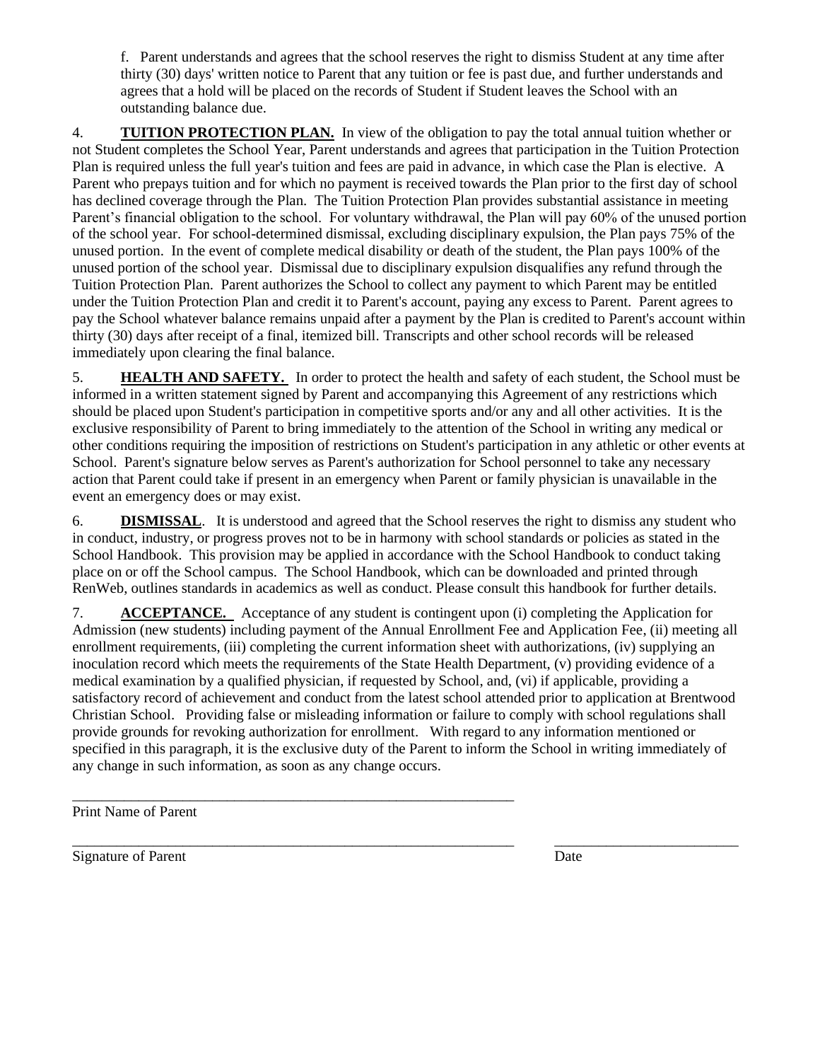f. Parent understands and agrees that the school reserves the right to dismiss Student at any time after thirty (30) days' written notice to Parent that any tuition or fee is past due, and further understands and agrees that a hold will be placed on the records of Student if Student leaves the School with an outstanding balance due.

4. **TUITION PROTECTION PLAN.** In view of the obligation to pay the total annual tuition whether or not Student completes the School Year, Parent understands and agrees that participation in the Tuition Protection Plan is required unless the full year's tuition and fees are paid in advance, in which case the Plan is elective. A Parent who prepays tuition and for which no payment is received towards the Plan prior to the first day of school has declined coverage through the Plan. The Tuition Protection Plan provides substantial assistance in meeting Parent's financial obligation to the school. For voluntary withdrawal, the Plan will pay 60% of the unused portion of the school year. For school-determined dismissal, excluding disciplinary expulsion, the Plan pays 75% of the unused portion. In the event of complete medical disability or death of the student, the Plan pays 100% of the unused portion of the school year. Dismissal due to disciplinary expulsion disqualifies any refund through the Tuition Protection Plan. Parent authorizes the School to collect any payment to which Parent may be entitled under the Tuition Protection Plan and credit it to Parent's account, paying any excess to Parent. Parent agrees to pay the School whatever balance remains unpaid after a payment by the Plan is credited to Parent's account within thirty (30) days after receipt of a final, itemized bill. Transcripts and other school records will be released immediately upon clearing the final balance.

5. **HEALTH AND SAFETY.** In order to protect the health and safety of each student, the School must be informed in a written statement signed by Parent and accompanying this Agreement of any restrictions which should be placed upon Student's participation in competitive sports and/or any and all other activities. It is the exclusive responsibility of Parent to bring immediately to the attention of the School in writing any medical or other conditions requiring the imposition of restrictions on Student's participation in any athletic or other events at School. Parent's signature below serves as Parent's authorization for School personnel to take any necessary action that Parent could take if present in an emergency when Parent or family physician is unavailable in the event an emergency does or may exist.

6. **DISMISSAL**. It is understood and agreed that the School reserves the right to dismiss any student who in conduct, industry, or progress proves not to be in harmony with school standards or policies as stated in the School Handbook. This provision may be applied in accordance with the School Handbook to conduct taking place on or off the School campus. The School Handbook, which can be downloaded and printed through RenWeb, outlines standards in academics as well as conduct. Please consult this handbook for further details.

7. **ACCEPTANCE.** Acceptance of any student is contingent upon (i) completing the Application for Admission (new students) including payment of the Annual Enrollment Fee and Application Fee, (ii) meeting all enrollment requirements, (iii) completing the current information sheet with authorizations, (iv) supplying an inoculation record which meets the requirements of the State Health Department, (v) providing evidence of a medical examination by a qualified physician, if requested by School, and, (vi) if applicable, providing a satisfactory record of achievement and conduct from the latest school attended prior to application at Brentwood Christian School. Providing false or misleading information or failure to comply with school regulations shall provide grounds for revoking authorization for enrollment. With regard to any information mentioned or specified in this paragraph, it is the exclusive duty of the Parent to inform the School in writing immediately of any change in such information, as soon as any change occurs.

\_\_\_\_\_\_\_\_\_\_\_\_\_\_\_\_\_\_\_\_\_\_\_\_\_\_\_\_\_\_\_\_\_\_\_\_\_\_\_\_\_\_\_\_\_\_\_\_\_\_\_\_\_\_\_\_\_\_\_\_\_\_
Print Name of Parent

\_\_\_\_\_\_\_\_\_\_\_\_\_\_\_\_\_\_\_\_\_\_\_\_\_\_\_\_\_\_\_\_\_\_\_\_\_\_\_\_\_\_\_\_\_\_\_\_\_\_\_\_\_\_\_\_\_\_\_\_\_\_ \_\_\_\_\_\_\_\_\_\_\_\_\_\_\_\_\_\_\_\_\_\_\_\_\_\_
Signature of Parent Date